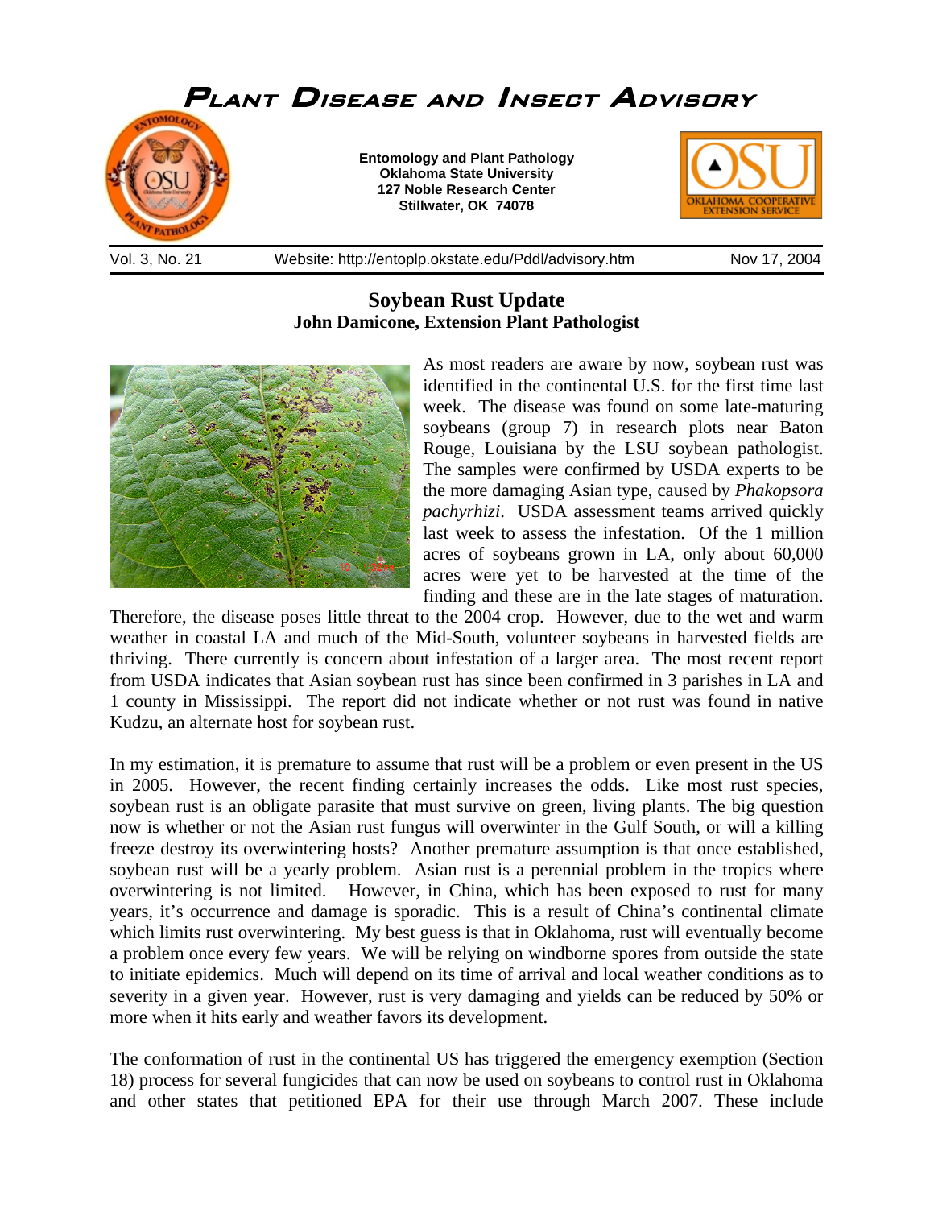# Plant Disease and Insect Advisory

**Entomology and Plant Pathology**
**Oklahoma State University**
**127 Noble Research Center**
**Stillwater, OK 74078**

Vol. 3, No. 21 Website: http://entoplp.okstate.edu/Pddl/advisory.htm Nov 17, 2004

## Soybean Rust Update

**John Damicone, Extension Plant Pathologist**

As most readers are aware by now, soybean rust was identified in the continental U.S. for the first time last week. The disease was found on some late-maturing soybeans (group 7) in research plots near Baton Rouge, Louisiana by the LSU soybean pathologist. The samples were confirmed by USDA experts to be the more damaging Asian type, caused by *Phakopsora pachyrhizi*. USDA assessment teams arrived quickly last week to assess the infestation. Of the 1 million acres of soybeans grown in LA, only about 60,000 acres were yet to be harvested at the time of the finding and these are in the late stages of maturation. Therefore, the disease poses little threat to the 2004 crop. However, due to the wet and warm weather in coastal LA and much of the Mid-South, volunteer soybeans in harvested fields are thriving. There currently is concern about infestation of a larger area. The most recent report from USDA indicates that Asian soybean rust has since been confirmed in 3 parishes in LA and 1 county in Mississippi. The report did not indicate whether or not rust was found in native Kudzu, an alternate host for soybean rust.

In my estimation, it is premature to assume that rust will be a problem or even present in the US in 2005. However, the recent finding certainly increases the odds. Like most rust species, soybean rust is an obligate parasite that must survive on green, living plants. The big question now is whether or not the Asian rust fungus will overwinter in the Gulf South, or will a killing freeze destroy its overwintering hosts? Another premature assumption is that once established, soybean rust will be a yearly problem. Asian rust is a perennial problem in the tropics where overwintering is not limited. However, in China, which has been exposed to rust for many years, it's occurrence and damage is sporadic. This is a result of China's continental climate which limits rust overwintering. My best guess is that in Oklahoma, rust will eventually become a problem once every few years. We will be relying on windborne spores from outside the state to initiate epidemics. Much will depend on its time of arrival and local weather conditions as to severity in a given year. However, rust is very damaging and yields can be reduced by 50% or more when it hits early and weather favors its development.

The conformation of rust in the continental US has triggered the emergency exemption (Section 18) process for several fungicides that can now be used on soybeans to control rust in Oklahoma and other states that petitioned EPA for their use through March 2007. These include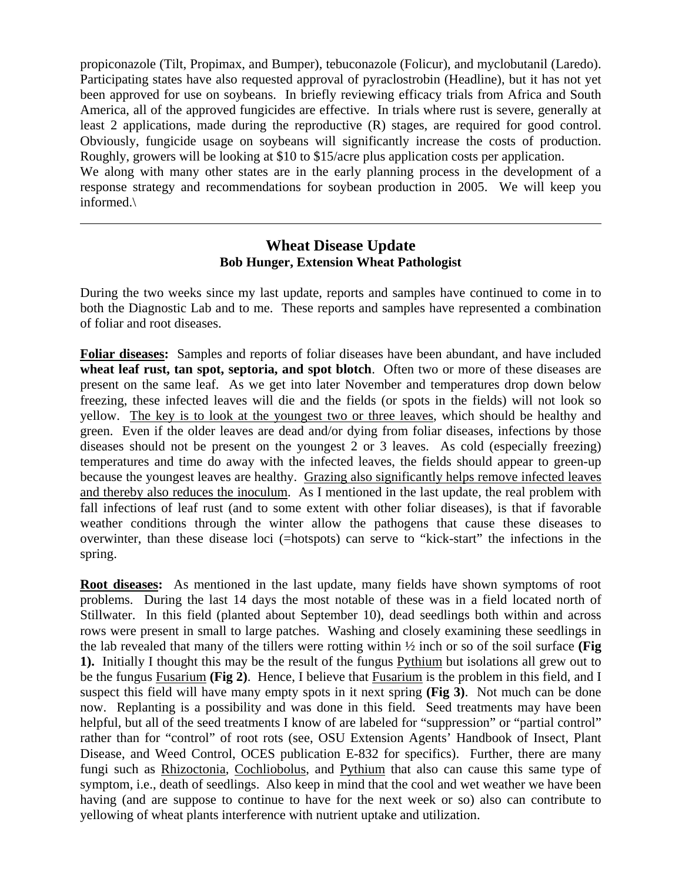propiconazole (Tilt, Propimax, and Bumper), tebuconazole (Folicur), and myclobutanil (Laredo). Participating states have also requested approval of pyraclostrobin (Headline), but it has not yet been approved for use on soybeans. In briefly reviewing efficacy trials from Africa and South America, all of the approved fungicides are effective. In trials where rust is severe, generally at least 2 applications, made during the reproductive (R) stages, are required for good control. Obviously, fungicide usage on soybeans will significantly increase the costs of production. Roughly, growers will be looking at $10 to $15/acre plus application costs per application.

We along with many other states are in the early planning process in the development of a response strategy and recommendations for soybean production in 2005. We will keep you informed.\

---

## Wheat Disease Update

**Bob Hunger, Extension Wheat Pathologist**

During the two weeks since my last update, reports and samples have continued to come in to both the Diagnostic Lab and to me. These reports and samples have represented a combination of foliar and root diseases.

**<u>Foliar diseases</u>:** Samples and reports of foliar diseases have been abundant, and have included **wheat leaf rust, tan spot, septoria, and spot blotch**. Often two or more of these diseases are present on the same leaf. As we get into later November and temperatures drop down below freezing, these infected leaves will die and the fields (or spots in the fields) will not look so yellow. <u>The key is to look at the youngest two or three leaves</u>, which should be healthy and green. Even if the older leaves are dead and/or dying from foliar diseases, infections by those diseases should not be present on the youngest 2 or 3 leaves. As cold (especially freezing) temperatures and time do away with the infected leaves, the fields should appear to green-up because the youngest leaves are healthy. <u>Grazing also significantly helps remove infected leaves and thereby also reduces the inoculum</u>. As I mentioned in the last update, the real problem with fall infections of leaf rust (and to some extent with other foliar diseases), is that if favorable weather conditions through the winter allow the pathogens that cause these diseases to overwinter, than these disease loci (=hotspots) can serve to "kick-start" the infections in the spring.

**<u>Root diseases</u>:** As mentioned in the last update, many fields have shown symptoms of root problems. During the last 14 days the most notable of these was in a field located north of Stillwater. In this field (planted about September 10), dead seedlings both within and across rows were present in small to large patches. Washing and closely examining these seedlings in the lab revealed that many of the tillers were rotting within ½ inch or so of the soil surface **(Fig 1).** Initially I thought this may be the result of the fungus <u>Pythium</u> but isolations all grew out to be the fungus <u>Fusarium</u> **(Fig 2)**. Hence, I believe that <u>Fusarium</u> is the problem in this field, and I suspect this field will have many empty spots in it next spring **(Fig 3)**. Not much can be done now. Replanting is a possibility and was done in this field. Seed treatments may have been helpful, but all of the seed treatments I know of are labeled for "suppression" or "partial control" rather than for "control" of root rots (see, OSU Extension Agents' Handbook of Insect, Plant Disease, and Weed Control, OCES publication E-832 for specifics). Further, there are many fungi such as <u>Rhizoctonia</u>, <u>Cochliobolus</u>, and <u>Pythium</u> that also can cause this same type of symptom, i.e., death of seedlings. Also keep in mind that the cool and wet weather we have been having (and are suppose to continue to have for the next week or so) also can contribute to yellowing of wheat plants interference with nutrient uptake and utilization.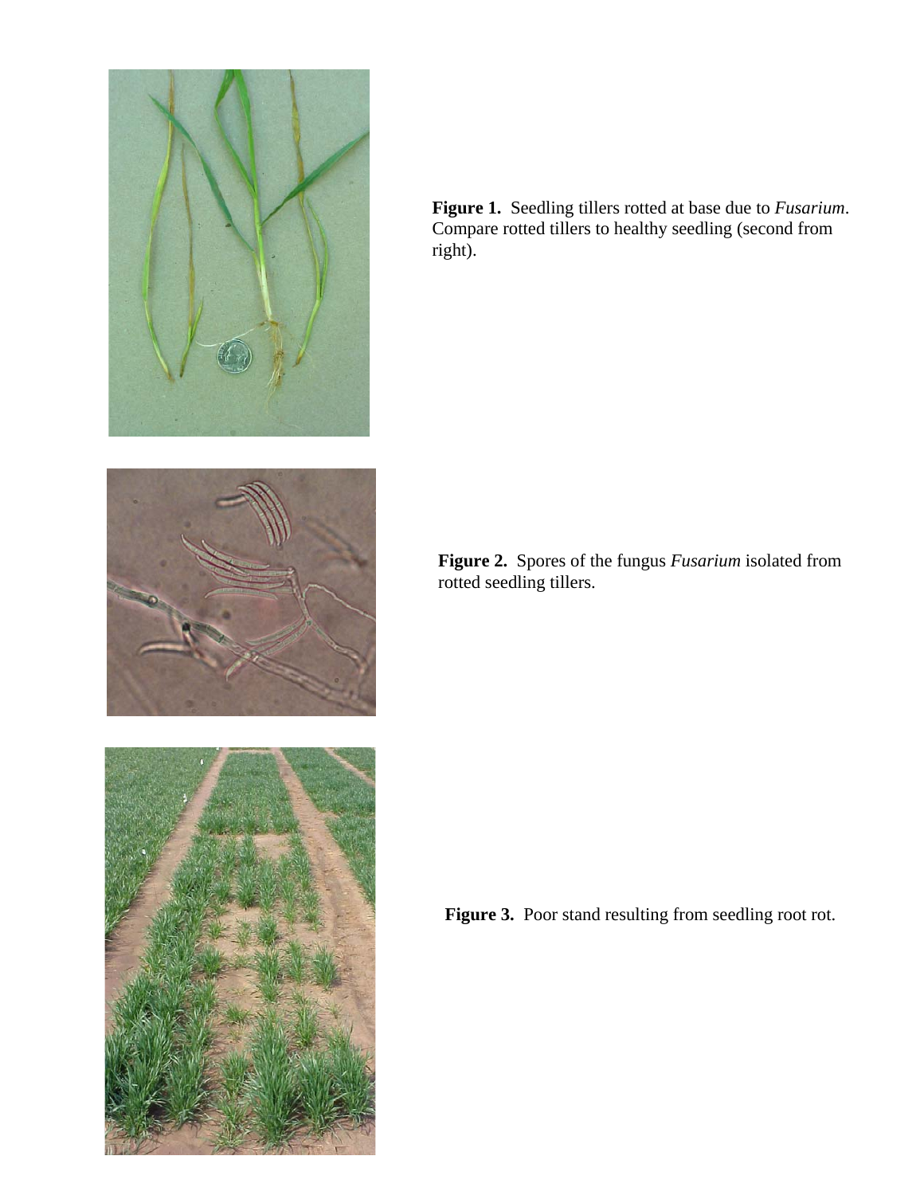**Figure 1.** Seedling tillers rotted at base due to *Fusarium*. Compare rotted tillers to healthy seedling (second from right).

**Figure 2.** Spores of the fungus *Fusarium* isolated from rotted seedling tillers.

**Figure 3.** Poor stand resulting from seedling root rot.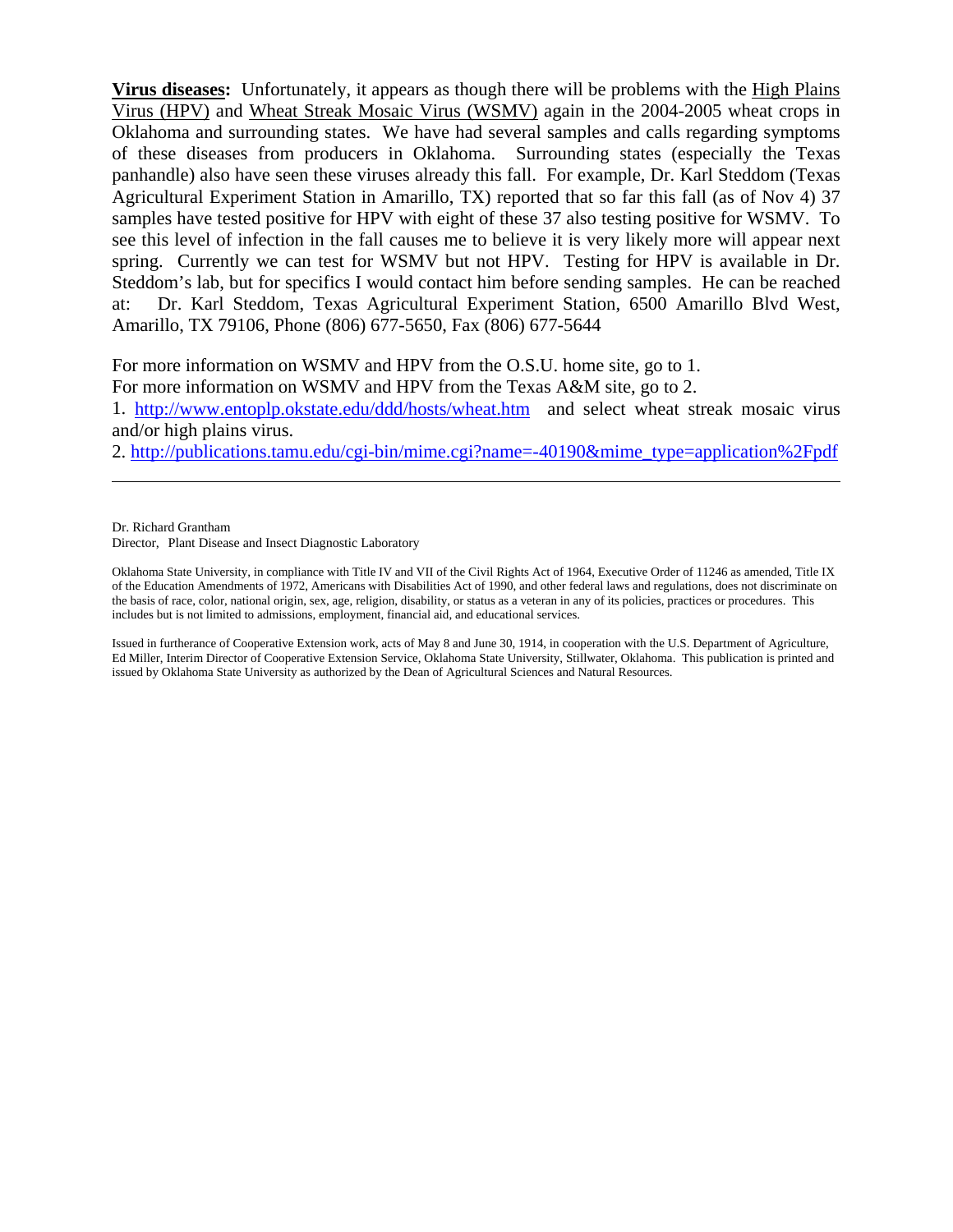**Virus diseases:** Unfortunately, it appears as though there will be problems with the High Plains Virus (HPV) and Wheat Streak Mosaic Virus (WSMV) again in the 2004-2005 wheat crops in Oklahoma and surrounding states. We have had several samples and calls regarding symptoms of these diseases from producers in Oklahoma. Surrounding states (especially the Texas panhandle) also have seen these viruses already this fall. For example, Dr. Karl Steddom (Texas Agricultural Experiment Station in Amarillo, TX) reported that so far this fall (as of Nov 4) 37 samples have tested positive for HPV with eight of these 37 also testing positive for WSMV. To see this level of infection in the fall causes me to believe it is very likely more will appear next spring. Currently we can test for WSMV but not HPV. Testing for HPV is available in Dr. Steddom's lab, but for specifics I would contact him before sending samples. He can be reached at: Dr. Karl Steddom, Texas Agricultural Experiment Station, 6500 Amarillo Blvd West, Amarillo, TX 79106, Phone (806) 677-5650, Fax (806) 677-5644

For more information on WSMV and HPV from the O.S.U. home site, go to 1.
For more information on WSMV and HPV from the Texas A&M site, go to 2.

1. http://www.entoplp.okstate.edu/ddd/hosts/wheat.htm and select wheat streak mosaic virus and/or high plains virus.
2. http://publications.tamu.edu/cgi-bin/mime.cgi?name=-40190&mime_type=application%2Fpdf

---

Dr. Richard Grantham
Director, Plant Disease and Insect Diagnostic Laboratory

Oklahoma State University, in compliance with Title IV and VII of the Civil Rights Act of 1964, Executive Order of 11246 as amended, Title IX of the Education Amendments of 1972, Americans with Disabilities Act of 1990, and other federal laws and regulations, does not discriminate on the basis of race, color, national origin, sex, age, religion, disability, or status as a veteran in any of its policies, practices or procedures. This includes but is not limited to admissions, employment, financial aid, and educational services.

Issued in furtherance of Cooperative Extension work, acts of May 8 and June 30, 1914, in cooperation with the U.S. Department of Agriculture, Ed Miller, Interim Director of Cooperative Extension Service, Oklahoma State University, Stillwater, Oklahoma. This publication is printed and issued by Oklahoma State University as authorized by the Dean of Agricultural Sciences and Natural Resources.